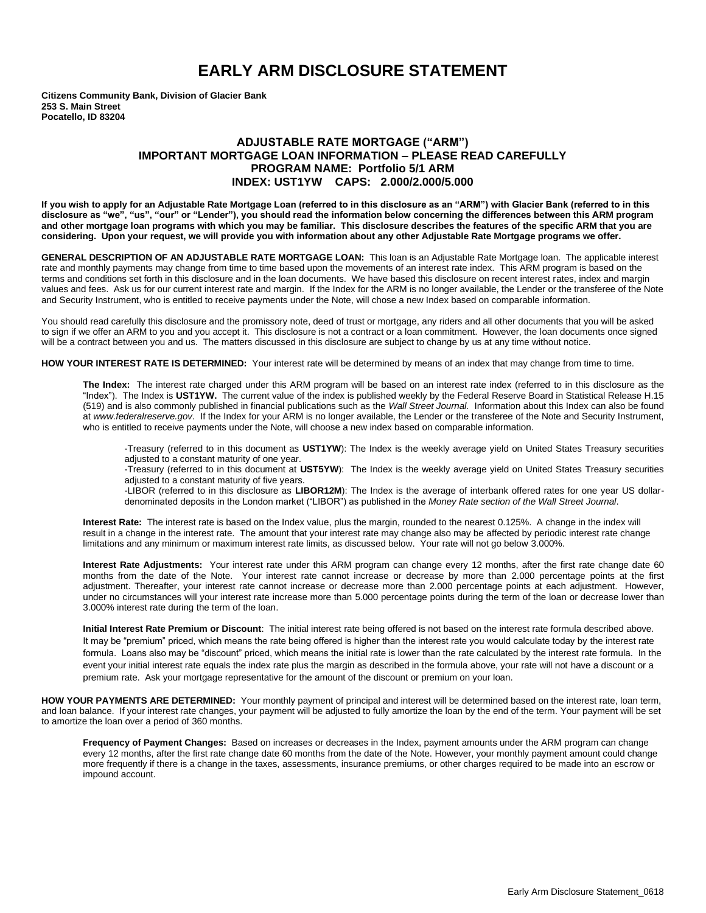# EARLY ARM DISCLOSURE STATEMENT

**Citizens Community Bank, Division of Glacier Bank**
**253 S. Main Street**
**Pocatello, ID 83204**

## ADJUSTABLE RATE MORTGAGE ("ARM")
## IMPORTANT MORTGAGE LOAN INFORMATION – PLEASE READ CAREFULLY
## PROGRAM NAME: Portfolio 5/1 ARM
## INDEX: UST1YW CAPS: 2.000/2.000/5.000

**If you wish to apply for an Adjustable Rate Mortgage Loan (referred to in this disclosure as an "ARM") with Glacier Bank (referred to in this disclosure as "we", "us", "our" or "Lender"), you should read the information below concerning the differences between this ARM program and other mortgage loan programs with which you may be familiar. This disclosure describes the features of the specific ARM that you are considering. Upon your request, we will provide you with information about any other Adjustable Rate Mortgage programs we offer.**

**GENERAL DESCRIPTION OF AN ADJUSTABLE RATE MORTGAGE LOAN:** This loan is an Adjustable Rate Mortgage loan. The applicable interest rate and monthly payments may change from time to time based upon the movements of an interest rate index. This ARM program is based on the terms and conditions set forth in this disclosure and in the loan documents. We have based this disclosure on recent interest rates, index and margin values and fees. Ask us for our current interest rate and margin. If the Index for the ARM is no longer available, the Lender or the transferee of the Note and Security Instrument, who is entitled to receive payments under the Note, will chose a new Index based on comparable information.

You should read carefully this disclosure and the promissory note, deed of trust or mortgage, any riders and all other documents that you will be asked to sign if we offer an ARM to you and you accept it. This disclosure is not a contract or a loan commitment. However, the loan documents once signed will be a contract between you and us. The matters discussed in this disclosure are subject to change by us at any time without notice.

**HOW YOUR INTEREST RATE IS DETERMINED:** Your interest rate will be determined by means of an index that may change from time to time.

**The Index:** The interest rate charged under this ARM program will be based on an interest rate index (referred to in this disclosure as the "Index"). The Index is **UST1YW.** The current value of the index is published weekly by the Federal Reserve Board in Statistical Release H.15 (519) and is also commonly published in financial publications such as the *Wall Street Journal.* Information about this Index can also be found at *www.federalreserve.gov*. If the Index for your ARM is no longer available, the Lender or the transferee of the Note and Security Instrument, who is entitled to receive payments under the Note, will choose a new index based on comparable information.

-Treasury (referred to in this document as **UST1YW**): The Index is the weekly average yield on United States Treasury securities adjusted to a constant maturity of one year.
-Treasury (referred to in this document at **UST5YW**): The Index is the weekly average yield on United States Treasury securities adjusted to a constant maturity of five years.
-LIBOR (referred to in this disclosure as **LIBOR12M**): The Index is the average of interbank offered rates for one year US dollar-denominated deposits in the London market ("LIBOR") as published in the *Money Rate section of the Wall Street Journal*.

**Interest Rate:** The interest rate is based on the Index value, plus the margin, rounded to the nearest 0.125%. A change in the index will result in a change in the interest rate. The amount that your interest rate may change also may be affected by periodic interest rate change limitations and any minimum or maximum interest rate limits, as discussed below. Your rate will not go below 3.000%.

**Interest Rate Adjustments:** Your interest rate under this ARM program can change every 12 months, after the first rate change date 60 months from the date of the Note. Your interest rate cannot increase or decrease by more than 2.000 percentage points at the first adjustment. Thereafter, your interest rate cannot increase or decrease more than 2.000 percentage points at each adjustment. However, under no circumstances will your interest rate increase more than 5.000 percentage points during the term of the loan or decrease lower than 3.000% interest rate during the term of the loan.

**Initial Interest Rate Premium or Discount**: The initial interest rate being offered is not based on the interest rate formula described above. It may be "premium" priced, which means the rate being offered is higher than the interest rate you would calculate today by the interest rate formula. Loans also may be "discount" priced, which means the initial rate is lower than the rate calculated by the interest rate formula. In the event your initial interest rate equals the index rate plus the margin as described in the formula above, your rate will not have a discount or a premium rate. Ask your mortgage representative for the amount of the discount or premium on your loan.

**HOW YOUR PAYMENTS ARE DETERMINED:** Your monthly payment of principal and interest will be determined based on the interest rate, loan term, and loan balance. If your interest rate changes, your payment will be adjusted to fully amortize the loan by the end of the term. Your payment will be set to amortize the loan over a period of 360 months.

**Frequency of Payment Changes:** Based on increases or decreases in the Index, payment amounts under the ARM program can change every 12 months, after the first rate change date 60 months from the date of the Note. However, your monthly payment amount could change more frequently if there is a change in the taxes, assessments, insurance premiums, or other charges required to be made into an escrow or impound account.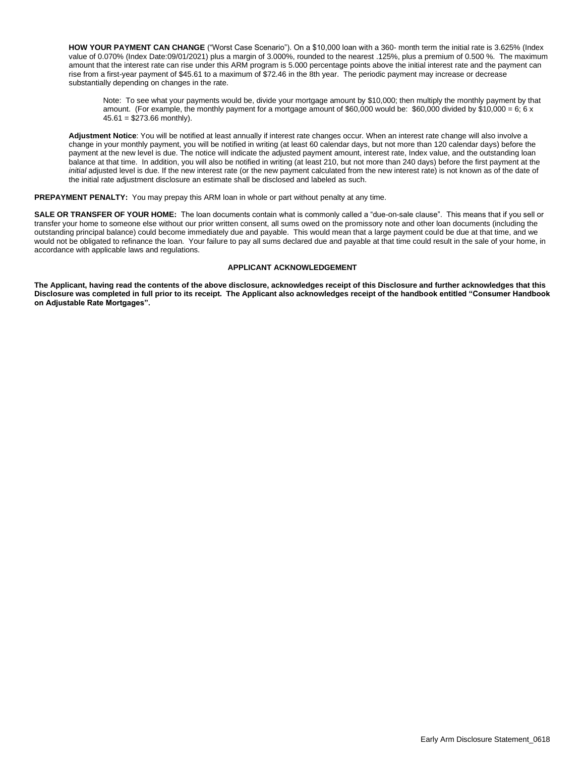**HOW YOUR PAYMENT CAN CHANGE** ("Worst Case Scenario"). On a $10,000 loan with a 360- month term the initial rate is 3.625% (Index value of 0.070% (Index Date:09/01/2021) plus a margin of 3.000%, rounded to the nearest .125%, plus a premium of 0.500 %. The maximum amount that the interest rate can rise under this ARM program is 5.000 percentage points above the initial interest rate and the payment can rise from a first-year payment of $45.61 to a maximum of $72.46 in the 8th year. The periodic payment may increase or decrease substantially depending on changes in the rate.

> Note: To see what your payments would be, divide your mortgage amount by $10,000; then multiply the monthly payment by that amount. (For example, the monthly payment for a mortgage amount of $60,000 would be: $60,000 divided by $10,000 = 6; 6 x 45.61 = $273.66 monthly).

**Adjustment Notice**: You will be notified at least annually if interest rate changes occur. When an interest rate change will also involve a change in your monthly payment, you will be notified in writing (at least 60 calendar days, but not more than 120 calendar days) before the payment at the new level is due. The notice will indicate the adjusted payment amount, interest rate, Index value, and the outstanding loan balance at that time. In addition, you will also be notified in writing (at least 210, but not more than 240 days) before the first payment at the *initial* adjusted level is due. If the new interest rate (or the new payment calculated from the new interest rate) is not known as of the date of the initial rate adjustment disclosure an estimate shall be disclosed and labeled as such.

**PREPAYMENT PENALTY:** You may prepay this ARM loan in whole or part without penalty at any time.

**SALE OR TRANSFER OF YOUR HOME:** The loan documents contain what is commonly called a "due-on-sale clause". This means that if you sell or transfer your home to someone else without our prior written consent, all sums owed on the promissory note and other loan documents (including the outstanding principal balance) could become immediately due and payable. This would mean that a large payment could be due at that time, and we would not be obligated to refinance the loan. Your failure to pay all sums declared due and payable at that time could result in the sale of your home, in accordance with applicable laws and regulations.

**APPLICANT ACKNOWLEDGEMENT**

**The Applicant, having read the contents of the above disclosure, acknowledges receipt of this Disclosure and further acknowledges that this Disclosure was completed in full prior to its receipt. The Applicant also acknowledges receipt of the handbook entitled "Consumer Handbook on Adjustable Rate Mortgages".**